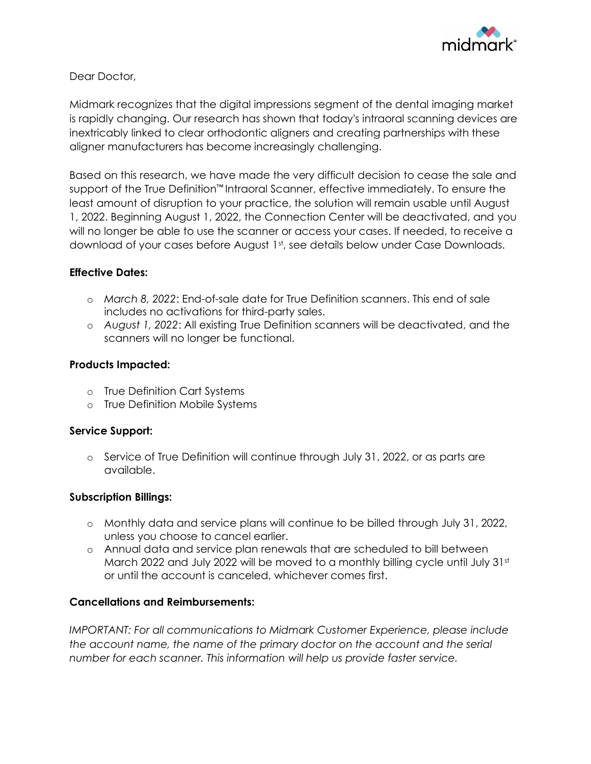Dear Doctor,

Midmark recognizes that the digital impressions segment of the dental imaging market is rapidly changing. Our research has shown that today's intraoral scanning devices are inextricably linked to clear orthodontic aligners and creating partnerships with these aligner manufacturers has become increasingly challenging.

Based on this research, we have made the very difficult decision to cease the sale and support of the True Definition™ Intraoral Scanner, effective immediately. To ensure the least amount of disruption to your practice, the solution will remain usable until August 1, 2022. Beginning August 1, 2022, the Connection Center will be deactivated, and you will no longer be able to use the scanner or access your cases. If needed, to receive a download of your cases before August 1st, see details below under Case Downloads.

**Effective Dates:**

- *March 8, 2022*: End-of-sale date for True Definition scanners. This end of sale includes no activations for third-party sales.
- *August 1, 2022*: All existing True Definition scanners will be deactivated, and the scanners will no longer be functional.

**Products Impacted:**

- True Definition Cart Systems
- True Definition Mobile Systems

**Service Support:**

- Service of True Definition will continue through July 31, 2022, or as parts are available.

**Subscription Billings:**

- Monthly data and service plans will continue to be billed through July 31, 2022, unless you choose to cancel earlier.
- Annual data and service plan renewals that are scheduled to bill between March 2022 and July 2022 will be moved to a monthly billing cycle until July 31st or until the account is canceled, whichever comes first.

**Cancellations and Reimbursements:**

*IMPORTANT: For all communications to Midmark Customer Experience, please include the account name, the name of the primary doctor on the account and the serial number for each scanner. This information will help us provide faster service.*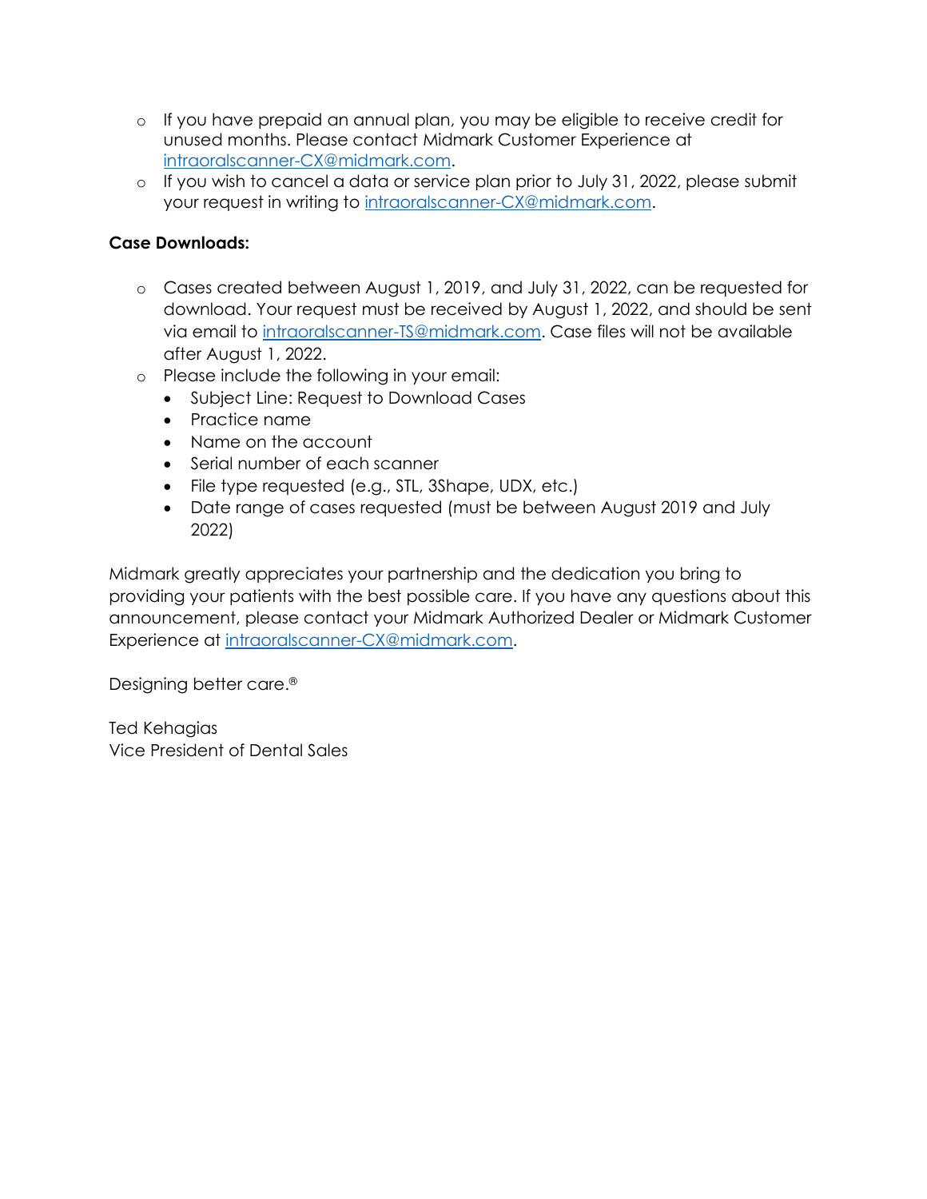- If you have prepaid an annual plan, you may be eligible to receive credit for unused months. Please contact Midmark Customer Experience at intraoralscanner-CX@midmark.com.
- If you wish to cancel a data or service plan prior to July 31, 2022, please submit your request in writing to intraoralscanner-CX@midmark.com.

**Case Downloads:**

- Cases created between August 1, 2019, and July 31, 2022, can be requested for download. Your request must be received by August 1, 2022, and should be sent via email to intraoralscanner-TS@midmark.com. Case files will not be available after August 1, 2022.
- Please include the following in your email:
  - Subject Line: Request to Download Cases
  - Practice name
  - Name on the account
  - Serial number of each scanner
  - File type requested (e.g., STL, 3Shape, UDX, etc.)
  - Date range of cases requested (must be between August 2019 and July 2022)

Midmark greatly appreciates your partnership and the dedication you bring to providing your patients with the best possible care. If you have any questions about this announcement, please contact your Midmark Authorized Dealer or Midmark Customer Experience at intraoralscanner-CX@midmark.com.

Designing better care.®

Ted Kehagias
Vice President of Dental Sales